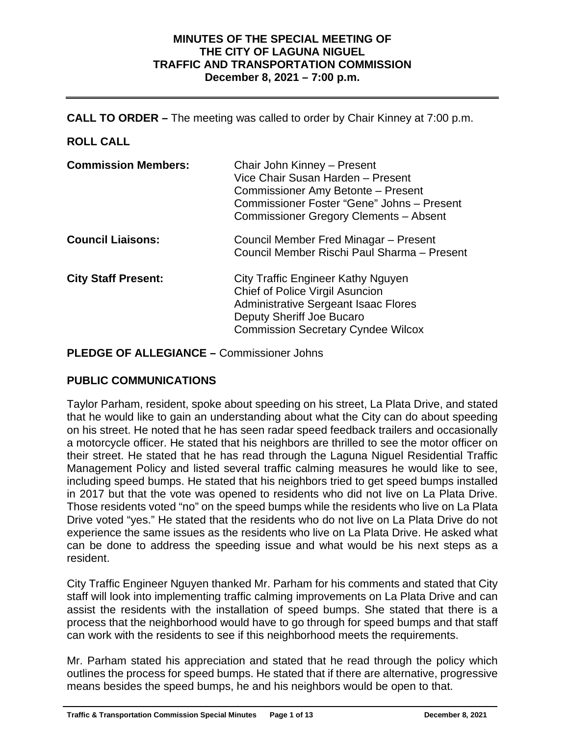# MINUTES OF THE SPECIAL MEETING OF THE CITY OF LAGUNA NIGUEL TRAFFIC AND TRANSPORTATION COMMISSION
## December 8, 2021 – 7:00 p.m.

**CALL TO ORDER –** The meeting was called to order by Chair Kinney at 7:00 p.m.

**ROLL CALL**

| | |
|---|---|
| **Commission Members:** | Chair John Kinney – Present<br>Vice Chair Susan Harden – Present<br>Commissioner Amy Betonte – Present<br>Commissioner Foster "Gene" Johns – Present<br>Commissioner Gregory Clements – Absent |
| **Council Liaisons:** | Council Member Fred Minagar – Present<br>Council Member Rischi Paul Sharma – Present |
| **City Staff Present:** | City Traffic Engineer Kathy Nguyen<br>Chief of Police Virgil Asuncion<br>Administrative Sergeant Isaac Flores<br>Deputy Sheriff Joe Bucaro<br>Commission Secretary Cyndee Wilcox |

**PLEDGE OF ALLEGIANCE –** Commissioner Johns

**PUBLIC COMMUNICATIONS**

Taylor Parham, resident, spoke about speeding on his street, La Plata Drive, and stated that he would like to gain an understanding about what the City can do about speeding on his street. He noted that he has seen radar speed feedback trailers and occasionally a motorcycle officer. He stated that his neighbors are thrilled to see the motor officer on their street. He stated that he has read through the Laguna Niguel Residential Traffic Management Policy and listed several traffic calming measures he would like to see, including speed bumps. He stated that his neighbors tried to get speed bumps installed in 2017 but that the vote was opened to residents who did not live on La Plata Drive. Those residents voted "no" on the speed bumps while the residents who live on La Plata Drive voted "yes." He stated that the residents who do not live on La Plata Drive do not experience the same issues as the residents who live on La Plata Drive. He asked what can be done to address the speeding issue and what would be his next steps as a resident.

City Traffic Engineer Nguyen thanked Mr. Parham for his comments and stated that City staff will look into implementing traffic calming improvements on La Plata Drive and can assist the residents with the installation of speed bumps. She stated that there is a process that the neighborhood would have to go through for speed bumps and that staff can work with the residents to see if this neighborhood meets the requirements.

Mr. Parham stated his appreciation and stated that he read through the policy which outlines the process for speed bumps. He stated that if there are alternative, progressive means besides the speed bumps, he and his neighbors would be open to that.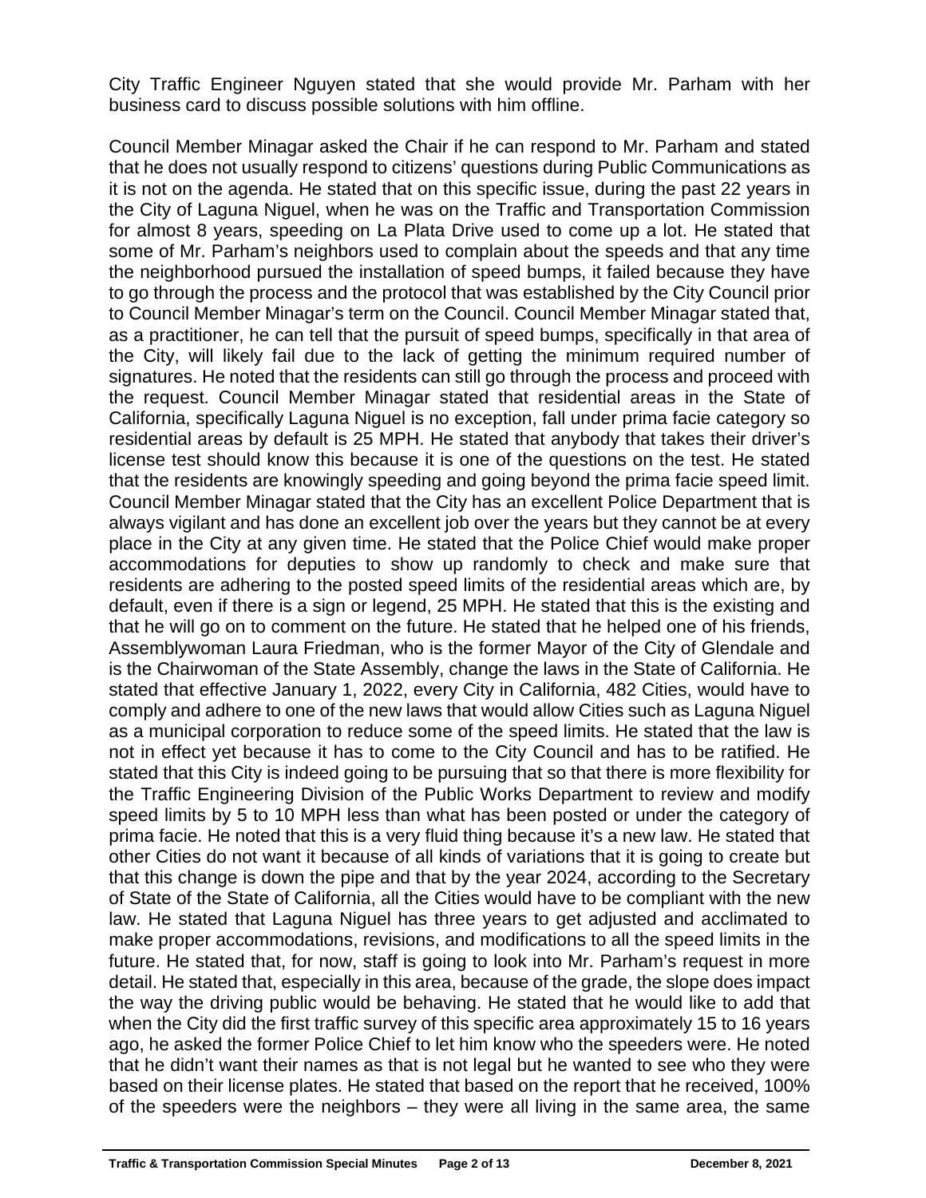City Traffic Engineer Nguyen stated that she would provide Mr. Parham with her business card to discuss possible solutions with him offline.

Council Member Minagar asked the Chair if he can respond to Mr. Parham and stated that he does not usually respond to citizens' questions during Public Communications as it is not on the agenda. He stated that on this specific issue, during the past 22 years in the City of Laguna Niguel, when he was on the Traffic and Transportation Commission for almost 8 years, speeding on La Plata Drive used to come up a lot. He stated that some of Mr. Parham's neighbors used to complain about the speeds and that any time the neighborhood pursued the installation of speed bumps, it failed because they have to go through the process and the protocol that was established by the City Council prior to Council Member Minagar's term on the Council. Council Member Minagar stated that, as a practitioner, he can tell that the pursuit of speed bumps, specifically in that area of the City, will likely fail due to the lack of getting the minimum required number of signatures. He noted that the residents can still go through the process and proceed with the request. Council Member Minagar stated that residential areas in the State of California, specifically Laguna Niguel is no exception, fall under prima facie category so residential areas by default is 25 MPH. He stated that anybody that takes their driver's license test should know this because it is one of the questions on the test. He stated that the residents are knowingly speeding and going beyond the prima facie speed limit. Council Member Minagar stated that the City has an excellent Police Department that is always vigilant and has done an excellent job over the years but they cannot be at every place in the City at any given time. He stated that the Police Chief would make proper accommodations for deputies to show up randomly to check and make sure that residents are adhering to the posted speed limits of the residential areas which are, by default, even if there is a sign or legend, 25 MPH. He stated that this is the existing and that he will go on to comment on the future. He stated that he helped one of his friends, Assemblywoman Laura Friedman, who is the former Mayor of the City of Glendale and is the Chairwoman of the State Assembly, change the laws in the State of California. He stated that effective January 1, 2022, every City in California, 482 Cities, would have to comply and adhere to one of the new laws that would allow Cities such as Laguna Niguel as a municipal corporation to reduce some of the speed limits. He stated that the law is not in effect yet because it has to come to the City Council and has to be ratified. He stated that this City is indeed going to be pursuing that so that there is more flexibility for the Traffic Engineering Division of the Public Works Department to review and modify speed limits by 5 to 10 MPH less than what has been posted or under the category of prima facie. He noted that this is a very fluid thing because it's a new law. He stated that other Cities do not want it because of all kinds of variations that it is going to create but that this change is down the pipe and that by the year 2024, according to the Secretary of State of the State of California, all the Cities would have to be compliant with the new law. He stated that Laguna Niguel has three years to get adjusted and acclimated to make proper accommodations, revisions, and modifications to all the speed limits in the future. He stated that, for now, staff is going to look into Mr. Parham's request in more detail. He stated that, especially in this area, because of the grade, the slope does impact the way the driving public would be behaving. He stated that he would like to add that when the City did the first traffic survey of this specific area approximately 15 to 16 years ago, he asked the former Police Chief to let him know who the speeders were. He noted that he didn't want their names as that is not legal but he wanted to see who they were based on their license plates. He stated that based on the report that he received, 100% of the speeders were the neighbors – they were all living in the same area, the same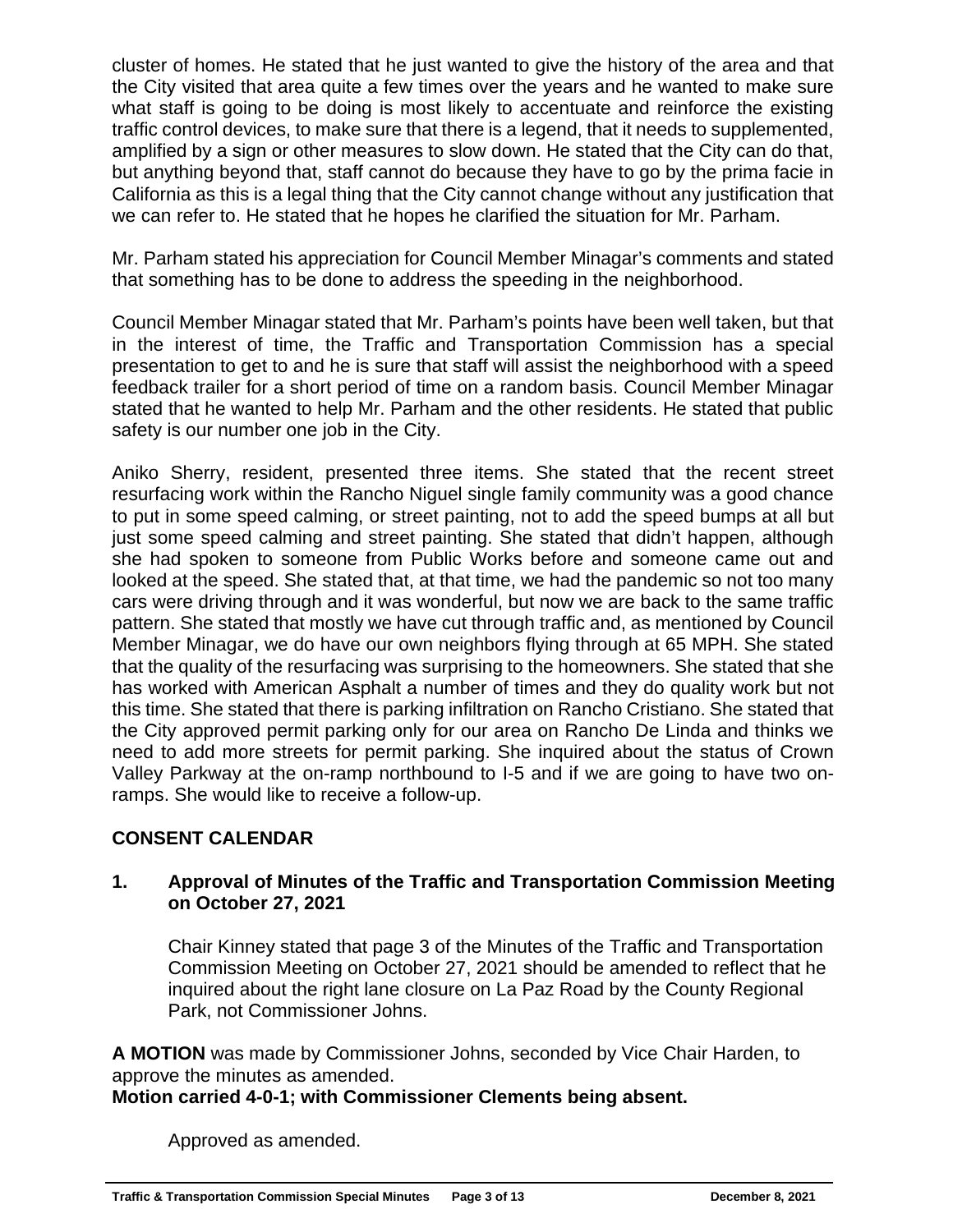cluster of homes. He stated that he just wanted to give the history of the area and that the City visited that area quite a few times over the years and he wanted to make sure what staff is going to be doing is most likely to accentuate and reinforce the existing traffic control devices, to make sure that there is a legend, that it needs to supplemented, amplified by a sign or other measures to slow down. He stated that the City can do that, but anything beyond that, staff cannot do because they have to go by the prima facie in California as this is a legal thing that the City cannot change without any justification that we can refer to. He stated that he hopes he clarified the situation for Mr. Parham.

Mr. Parham stated his appreciation for Council Member Minagar's comments and stated that something has to be done to address the speeding in the neighborhood.

Council Member Minagar stated that Mr. Parham's points have been well taken, but that in the interest of time, the Traffic and Transportation Commission has a special presentation to get to and he is sure that staff will assist the neighborhood with a speed feedback trailer for a short period of time on a random basis. Council Member Minagar stated that he wanted to help Mr. Parham and the other residents. He stated that public safety is our number one job in the City.

Aniko Sherry, resident, presented three items. She stated that the recent street resurfacing work within the Rancho Niguel single family community was a good chance to put in some speed calming, or street painting, not to add the speed bumps at all but just some speed calming and street painting. She stated that didn't happen, although she had spoken to someone from Public Works before and someone came out and looked at the speed. She stated that, at that time, we had the pandemic so not too many cars were driving through and it was wonderful, but now we are back to the same traffic pattern. She stated that mostly we have cut through traffic and, as mentioned by Council Member Minagar, we do have our own neighbors flying through at 65 MPH. She stated that the quality of the resurfacing was surprising to the homeowners. She stated that she has worked with American Asphalt a number of times and they do quality work but not this time. She stated that there is parking infiltration on Rancho Cristiano. She stated that the City approved permit parking only for our area on Rancho De Linda and thinks we need to add more streets for permit parking. She inquired about the status of Crown Valley Parkway at the on-ramp northbound to I-5 and if we are going to have two on-ramps. She would like to receive a follow-up.

## CONSENT CALENDAR

### 1. Approval of Minutes of the Traffic and Transportation Commission Meeting on October 27, 2021

Chair Kinney stated that page 3 of the Minutes of the Traffic and Transportation Commission Meeting on October 27, 2021 should be amended to reflect that he inquired about the right lane closure on La Paz Road by the County Regional Park, not Commissioner Johns.

**A MOTION** was made by Commissioner Johns, seconded by Vice Chair Harden, to approve the minutes as amended.
**Motion carried 4-0-1; with Commissioner Clements being absent.**

Approved as amended.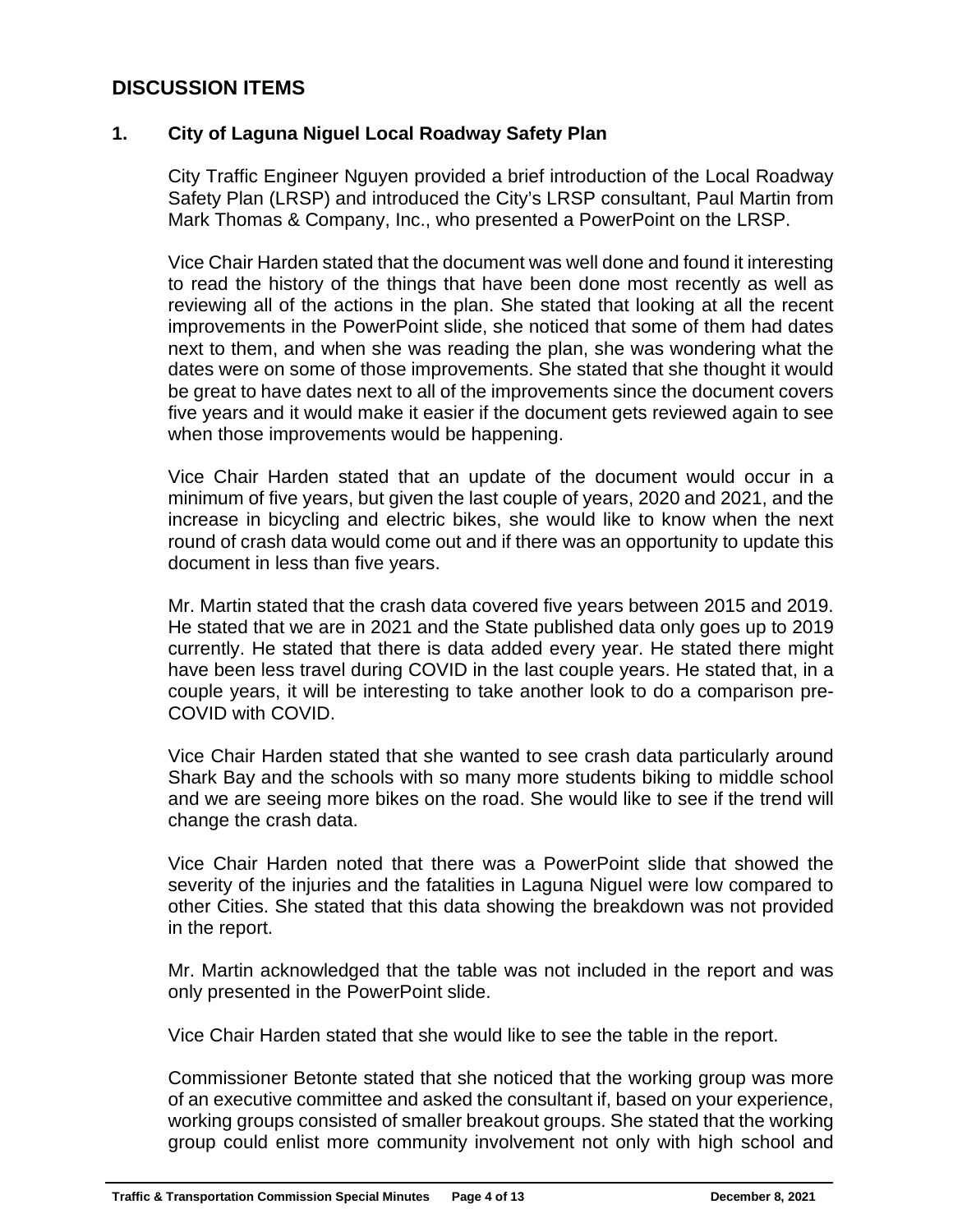## DISCUSSION ITEMS

### 1. City of Laguna Niguel Local Roadway Safety Plan

City Traffic Engineer Nguyen provided a brief introduction of the Local Roadway Safety Plan (LRSP) and introduced the City's LRSP consultant, Paul Martin from Mark Thomas & Company, Inc., who presented a PowerPoint on the LRSP.

Vice Chair Harden stated that the document was well done and found it interesting to read the history of the things that have been done most recently as well as reviewing all of the actions in the plan. She stated that looking at all the recent improvements in the PowerPoint slide, she noticed that some of them had dates next to them, and when she was reading the plan, she was wondering what the dates were on some of those improvements. She stated that she thought it would be great to have dates next to all of the improvements since the document covers five years and it would make it easier if the document gets reviewed again to see when those improvements would be happening.

Vice Chair Harden stated that an update of the document would occur in a minimum of five years, but given the last couple of years, 2020 and 2021, and the increase in bicycling and electric bikes, she would like to know when the next round of crash data would come out and if there was an opportunity to update this document in less than five years.

Mr. Martin stated that the crash data covered five years between 2015 and 2019. He stated that we are in 2021 and the State published data only goes up to 2019 currently. He stated that there is data added every year. He stated there might have been less travel during COVID in the last couple years. He stated that, in a couple years, it will be interesting to take another look to do a comparison pre-COVID with COVID.

Vice Chair Harden stated that she wanted to see crash data particularly around Shark Bay and the schools with so many more students biking to middle school and we are seeing more bikes on the road. She would like to see if the trend will change the crash data.

Vice Chair Harden noted that there was a PowerPoint slide that showed the severity of the injuries and the fatalities in Laguna Niguel were low compared to other Cities. She stated that this data showing the breakdown was not provided in the report.

Mr. Martin acknowledged that the table was not included in the report and was only presented in the PowerPoint slide.

Vice Chair Harden stated that she would like to see the table in the report.

Commissioner Betonte stated that she noticed that the working group was more of an executive committee and asked the consultant if, based on your experience, working groups consisted of smaller breakout groups. She stated that the working group could enlist more community involvement not only with high school and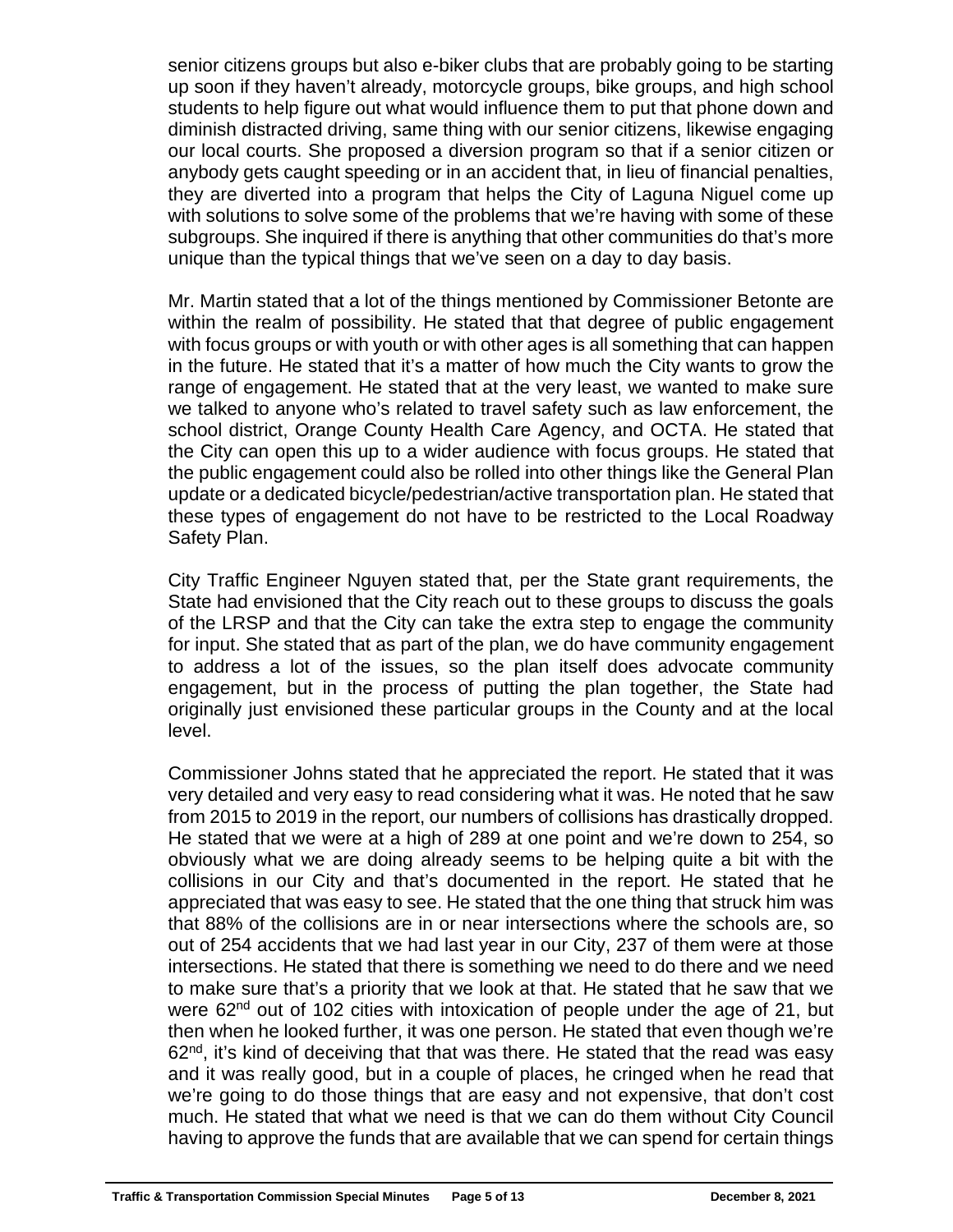senior citizens groups but also e-biker clubs that are probably going to be starting up soon if they haven't already, motorcycle groups, bike groups, and high school students to help figure out what would influence them to put that phone down and diminish distracted driving, same thing with our senior citizens, likewise engaging our local courts. She proposed a diversion program so that if a senior citizen or anybody gets caught speeding or in an accident that, in lieu of financial penalties, they are diverted into a program that helps the City of Laguna Niguel come up with solutions to solve some of the problems that we're having with some of these subgroups. She inquired if there is anything that other communities do that's more unique than the typical things that we've seen on a day to day basis.

Mr. Martin stated that a lot of the things mentioned by Commissioner Betonte are within the realm of possibility. He stated that that degree of public engagement with focus groups or with youth or with other ages is all something that can happen in the future. He stated that it's a matter of how much the City wants to grow the range of engagement. He stated that at the very least, we wanted to make sure we talked to anyone who's related to travel safety such as law enforcement, the school district, Orange County Health Care Agency, and OCTA. He stated that the City can open this up to a wider audience with focus groups. He stated that the public engagement could also be rolled into other things like the General Plan update or a dedicated bicycle/pedestrian/active transportation plan. He stated that these types of engagement do not have to be restricted to the Local Roadway Safety Plan.

City Traffic Engineer Nguyen stated that, per the State grant requirements, the State had envisioned that the City reach out to these groups to discuss the goals of the LRSP and that the City can take the extra step to engage the community for input. She stated that as part of the plan, we do have community engagement to address a lot of the issues, so the plan itself does advocate community engagement, but in the process of putting the plan together, the State had originally just envisioned these particular groups in the County and at the local level.

Commissioner Johns stated that he appreciated the report. He stated that it was very detailed and very easy to read considering what it was. He noted that he saw from 2015 to 2019 in the report, our numbers of collisions has drastically dropped. He stated that we were at a high of 289 at one point and we're down to 254, so obviously what we are doing already seems to be helping quite a bit with the collisions in our City and that's documented in the report. He stated that he appreciated that was easy to see. He stated that the one thing that struck him was that 88% of the collisions are in or near intersections where the schools are, so out of 254 accidents that we had last year in our City, 237 of them were at those intersections. He stated that there is something we need to do there and we need to make sure that's a priority that we look at that. He stated that he saw that we were 62nd out of 102 cities with intoxication of people under the age of 21, but then when he looked further, it was one person. He stated that even though we're 62nd, it's kind of deceiving that that was there. He stated that the read was easy and it was really good, but in a couple of places, he cringed when he read that we're going to do those things that are easy and not expensive, that don't cost much. He stated that what we need is that we can do them without City Council having to approve the funds that are available that we can spend for certain things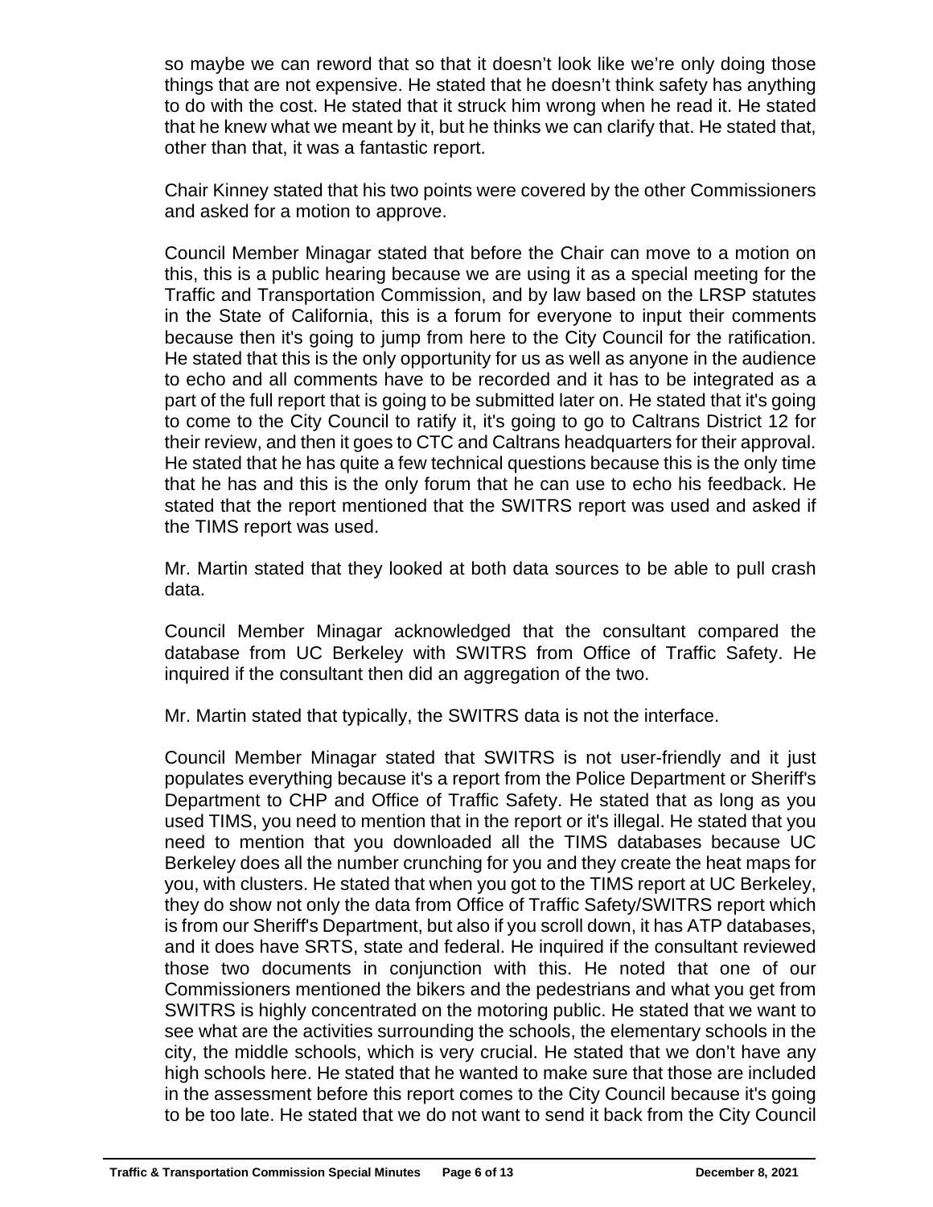so maybe we can reword that so that it doesn't look like we're only doing those things that are not expensive. He stated that he doesn't think safety has anything to do with the cost. He stated that it struck him wrong when he read it. He stated that he knew what we meant by it, but he thinks we can clarify that. He stated that, other than that, it was a fantastic report.

Chair Kinney stated that his two points were covered by the other Commissioners and asked for a motion to approve.

Council Member Minagar stated that before the Chair can move to a motion on this, this is a public hearing because we are using it as a special meeting for the Traffic and Transportation Commission, and by law based on the LRSP statutes in the State of California, this is a forum for everyone to input their comments because then it's going to jump from here to the City Council for the ratification. He stated that this is the only opportunity for us as well as anyone in the audience to echo and all comments have to be recorded and it has to be integrated as a part of the full report that is going to be submitted later on. He stated that it's going to come to the City Council to ratify it, it's going to go to Caltrans District 12 for their review, and then it goes to CTC and Caltrans headquarters for their approval. He stated that he has quite a few technical questions because this is the only time that he has and this is the only forum that he can use to echo his feedback. He stated that the report mentioned that the SWITRS report was used and asked if the TIMS report was used.

Mr. Martin stated that they looked at both data sources to be able to pull crash data.

Council Member Minagar acknowledged that the consultant compared the database from UC Berkeley with SWITRS from Office of Traffic Safety. He inquired if the consultant then did an aggregation of the two.

Mr. Martin stated that typically, the SWITRS data is not the interface.

Council Member Minagar stated that SWITRS is not user-friendly and it just populates everything because it's a report from the Police Department or Sheriff's Department to CHP and Office of Traffic Safety. He stated that as long as you used TIMS, you need to mention that in the report or it's illegal. He stated that you need to mention that you downloaded all the TIMS databases because UC Berkeley does all the number crunching for you and they create the heat maps for you, with clusters. He stated that when you got to the TIMS report at UC Berkeley, they do show not only the data from Office of Traffic Safety/SWITRS report which is from our Sheriff's Department, but also if you scroll down, it has ATP databases, and it does have SRTS, state and federal. He inquired if the consultant reviewed those two documents in conjunction with this. He noted that one of our Commissioners mentioned the bikers and the pedestrians and what you get from SWITRS is highly concentrated on the motoring public. He stated that we want to see what are the activities surrounding the schools, the elementary schools in the city, the middle schools, which is very crucial. He stated that we don't have any high schools here. He stated that he wanted to make sure that those are included in the assessment before this report comes to the City Council because it's going to be too late. He stated that we do not want to send it back from the City Council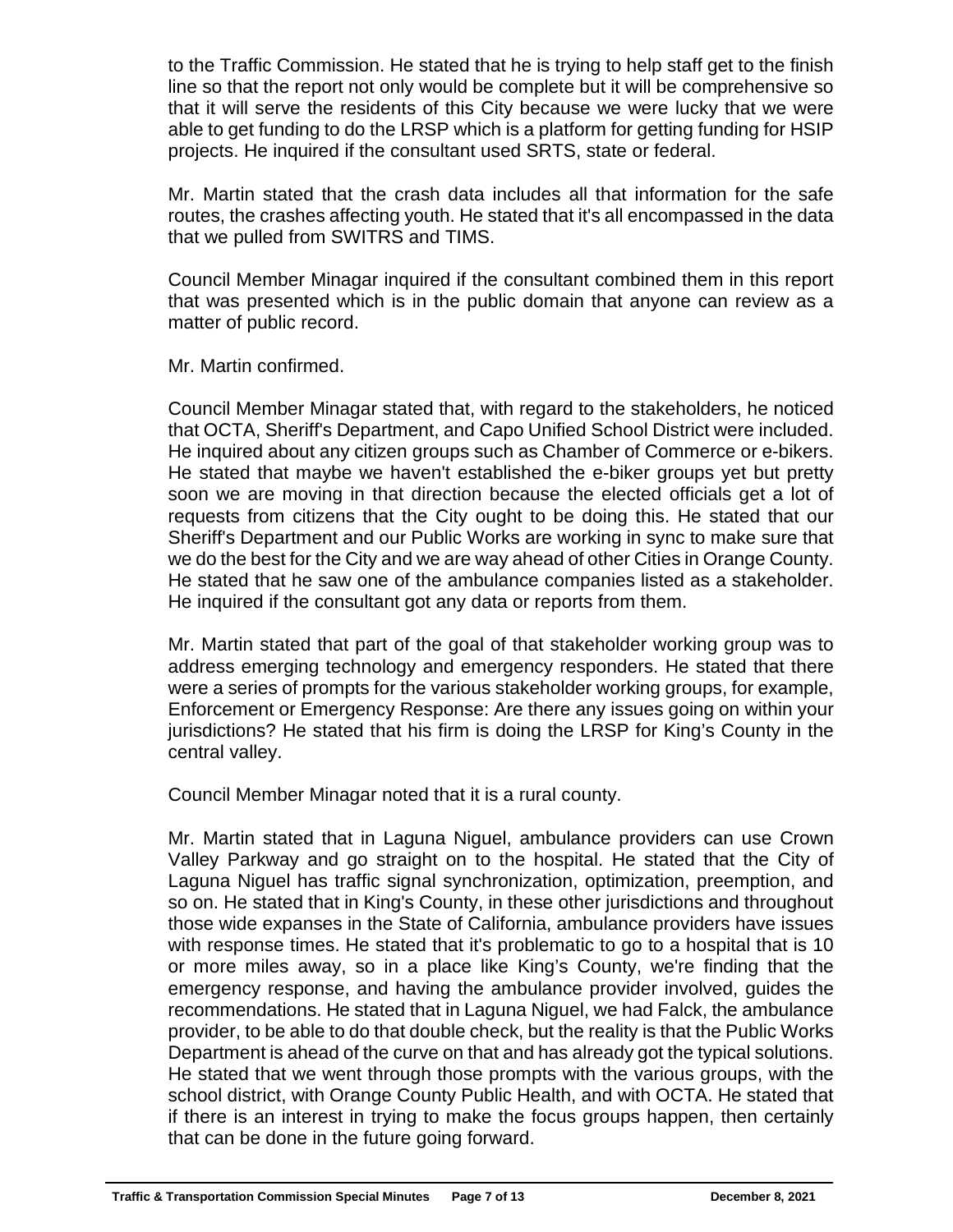to the Traffic Commission. He stated that he is trying to help staff get to the finish line so that the report not only would be complete but it will be comprehensive so that it will serve the residents of this City because we were lucky that we were able to get funding to do the LRSP which is a platform for getting funding for HSIP projects. He inquired if the consultant used SRTS, state or federal.

Mr. Martin stated that the crash data includes all that information for the safe routes, the crashes affecting youth. He stated that it's all encompassed in the data that we pulled from SWITRS and TIMS.

Council Member Minagar inquired if the consultant combined them in this report that was presented which is in the public domain that anyone can review as a matter of public record.

Mr. Martin confirmed.

Council Member Minagar stated that, with regard to the stakeholders, he noticed that OCTA, Sheriff's Department, and Capo Unified School District were included. He inquired about any citizen groups such as Chamber of Commerce or e-bikers. He stated that maybe we haven't established the e-biker groups yet but pretty soon we are moving in that direction because the elected officials get a lot of requests from citizens that the City ought to be doing this. He stated that our Sheriff's Department and our Public Works are working in sync to make sure that we do the best for the City and we are way ahead of other Cities in Orange County. He stated that he saw one of the ambulance companies listed as a stakeholder. He inquired if the consultant got any data or reports from them.

Mr. Martin stated that part of the goal of that stakeholder working group was to address emerging technology and emergency responders. He stated that there were a series of prompts for the various stakeholder working groups, for example, Enforcement or Emergency Response: Are there any issues going on within your jurisdictions? He stated that his firm is doing the LRSP for King's County in the central valley.

Council Member Minagar noted that it is a rural county.

Mr. Martin stated that in Laguna Niguel, ambulance providers can use Crown Valley Parkway and go straight on to the hospital. He stated that the City of Laguna Niguel has traffic signal synchronization, optimization, preemption, and so on. He stated that in King's County, in these other jurisdictions and throughout those wide expanses in the State of California, ambulance providers have issues with response times. He stated that it's problematic to go to a hospital that is 10 or more miles away, so in a place like King's County, we're finding that the emergency response, and having the ambulance provider involved, guides the recommendations. He stated that in Laguna Niguel, we had Falck, the ambulance provider, to be able to do that double check, but the reality is that the Public Works Department is ahead of the curve on that and has already got the typical solutions. He stated that we went through those prompts with the various groups, with the school district, with Orange County Public Health, and with OCTA. He stated that if there is an interest in trying to make the focus groups happen, then certainly that can be done in the future going forward.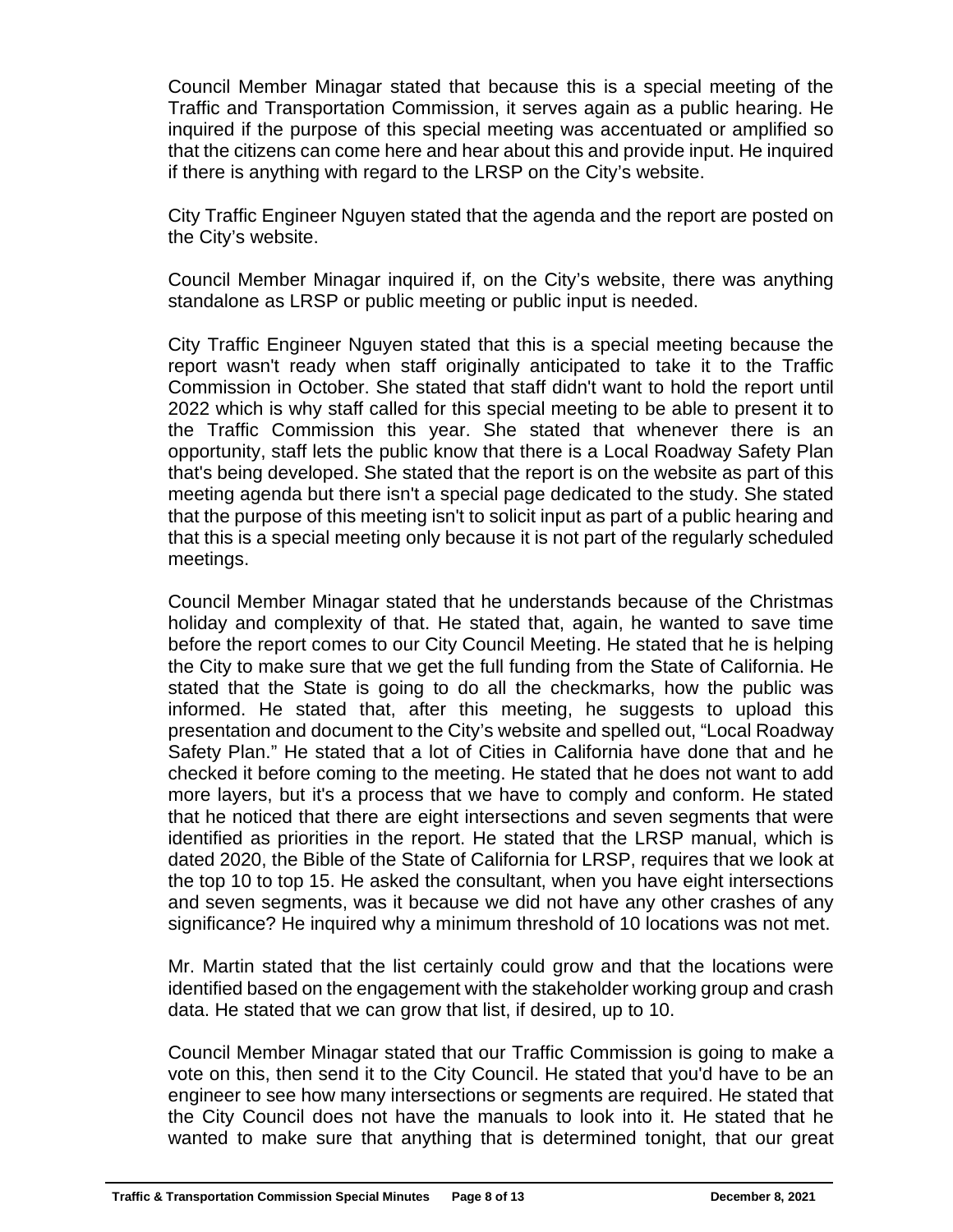Council Member Minagar stated that because this is a special meeting of the Traffic and Transportation Commission, it serves again as a public hearing. He inquired if the purpose of this special meeting was accentuated or amplified so that the citizens can come here and hear about this and provide input. He inquired if there is anything with regard to the LRSP on the City's website.

City Traffic Engineer Nguyen stated that the agenda and the report are posted on the City's website.

Council Member Minagar inquired if, on the City's website, there was anything standalone as LRSP or public meeting or public input is needed.

City Traffic Engineer Nguyen stated that this is a special meeting because the report wasn't ready when staff originally anticipated to take it to the Traffic Commission in October. She stated that staff didn't want to hold the report until 2022 which is why staff called for this special meeting to be able to present it to the Traffic Commission this year. She stated that whenever there is an opportunity, staff lets the public know that there is a Local Roadway Safety Plan that's being developed. She stated that the report is on the website as part of this meeting agenda but there isn't a special page dedicated to the study. She stated that the purpose of this meeting isn't to solicit input as part of a public hearing and that this is a special meeting only because it is not part of the regularly scheduled meetings.

Council Member Minagar stated that he understands because of the Christmas holiday and complexity of that. He stated that, again, he wanted to save time before the report comes to our City Council Meeting. He stated that he is helping the City to make sure that we get the full funding from the State of California. He stated that the State is going to do all the checkmarks, how the public was informed. He stated that, after this meeting, he suggests to upload this presentation and document to the City's website and spelled out, "Local Roadway Safety Plan." He stated that a lot of Cities in California have done that and he checked it before coming to the meeting. He stated that he does not want to add more layers, but it's a process that we have to comply and conform. He stated that he noticed that there are eight intersections and seven segments that were identified as priorities in the report. He stated that the LRSP manual, which is dated 2020, the Bible of the State of California for LRSP, requires that we look at the top 10 to top 15. He asked the consultant, when you have eight intersections and seven segments, was it because we did not have any other crashes of any significance? He inquired why a minimum threshold of 10 locations was not met.

Mr. Martin stated that the list certainly could grow and that the locations were identified based on the engagement with the stakeholder working group and crash data. He stated that we can grow that list, if desired, up to 10.

Council Member Minagar stated that our Traffic Commission is going to make a vote on this, then send it to the City Council. He stated that you'd have to be an engineer to see how many intersections or segments are required. He stated that the City Council does not have the manuals to look into it. He stated that he wanted to make sure that anything that is determined tonight, that our great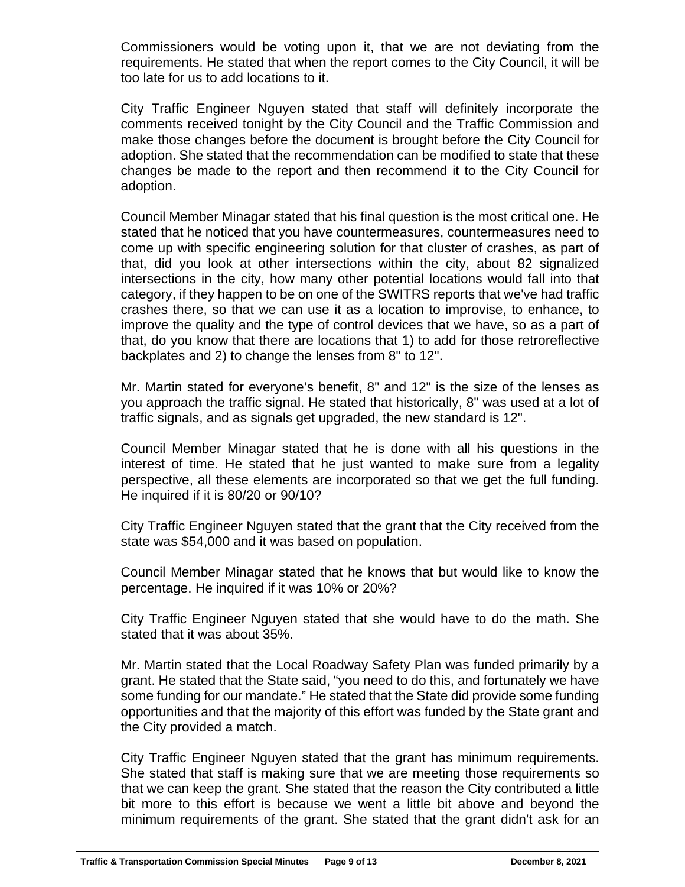Commissioners would be voting upon it, that we are not deviating from the requirements. He stated that when the report comes to the City Council, it will be too late for us to add locations to it.

City Traffic Engineer Nguyen stated that staff will definitely incorporate the comments received tonight by the City Council and the Traffic Commission and make those changes before the document is brought before the City Council for adoption. She stated that the recommendation can be modified to state that these changes be made to the report and then recommend it to the City Council for adoption.

Council Member Minagar stated that his final question is the most critical one. He stated that he noticed that you have countermeasures, countermeasures need to come up with specific engineering solution for that cluster of crashes, as part of that, did you look at other intersections within the city, about 82 signalized intersections in the city, how many other potential locations would fall into that category, if they happen to be on one of the SWITRS reports that we've had traffic crashes there, so that we can use it as a location to improvise, to enhance, to improve the quality and the type of control devices that we have, so as a part of that, do you know that there are locations that 1) to add for those retroreflective backplates and 2) to change the lenses from 8" to 12".

Mr. Martin stated for everyone's benefit, 8" and 12" is the size of the lenses as you approach the traffic signal. He stated that historically, 8" was used at a lot of traffic signals, and as signals get upgraded, the new standard is 12".

Council Member Minagar stated that he is done with all his questions in the interest of time. He stated that he just wanted to make sure from a legality perspective, all these elements are incorporated so that we get the full funding. He inquired if it is 80/20 or 90/10?

City Traffic Engineer Nguyen stated that the grant that the City received from the state was $54,000 and it was based on population.

Council Member Minagar stated that he knows that but would like to know the percentage. He inquired if it was 10% or 20%?

City Traffic Engineer Nguyen stated that she would have to do the math. She stated that it was about 35%.

Mr. Martin stated that the Local Roadway Safety Plan was funded primarily by a grant. He stated that the State said, "you need to do this, and fortunately we have some funding for our mandate." He stated that the State did provide some funding opportunities and that the majority of this effort was funded by the State grant and the City provided a match.

City Traffic Engineer Nguyen stated that the grant has minimum requirements. She stated that staff is making sure that we are meeting those requirements so that we can keep the grant. She stated that the reason the City contributed a little bit more to this effort is because we went a little bit above and beyond the minimum requirements of the grant. She stated that the grant didn't ask for an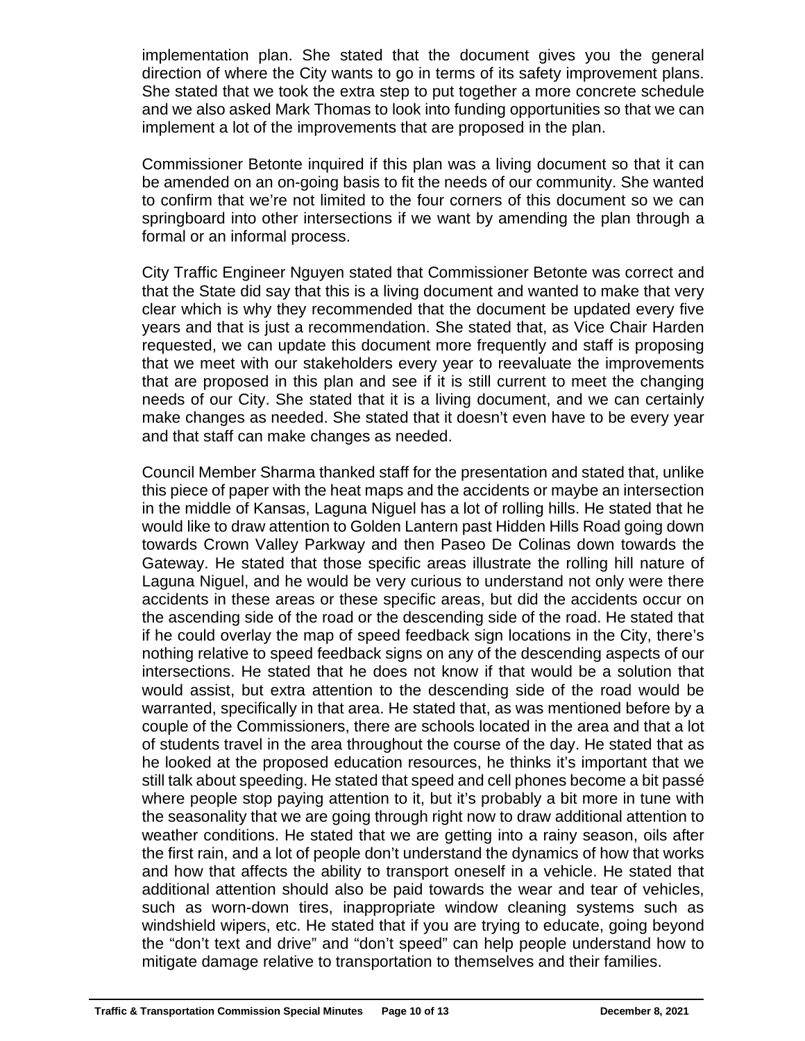implementation plan. She stated that the document gives you the general direction of where the City wants to go in terms of its safety improvement plans. She stated that we took the extra step to put together a more concrete schedule and we also asked Mark Thomas to look into funding opportunities so that we can implement a lot of the improvements that are proposed in the plan.

Commissioner Betonte inquired if this plan was a living document so that it can be amended on an on-going basis to fit the needs of our community. She wanted to confirm that we're not limited to the four corners of this document so we can springboard into other intersections if we want by amending the plan through a formal or an informal process.

City Traffic Engineer Nguyen stated that Commissioner Betonte was correct and that the State did say that this is a living document and wanted to make that very clear which is why they recommended that the document be updated every five years and that is just a recommendation. She stated that, as Vice Chair Harden requested, we can update this document more frequently and staff is proposing that we meet with our stakeholders every year to reevaluate the improvements that are proposed in this plan and see if it is still current to meet the changing needs of our City. She stated that it is a living document, and we can certainly make changes as needed. She stated that it doesn't even have to be every year and that staff can make changes as needed.

Council Member Sharma thanked staff for the presentation and stated that, unlike this piece of paper with the heat maps and the accidents or maybe an intersection in the middle of Kansas, Laguna Niguel has a lot of rolling hills. He stated that he would like to draw attention to Golden Lantern past Hidden Hills Road going down towards Crown Valley Parkway and then Paseo De Colinas down towards the Gateway. He stated that those specific areas illustrate the rolling hill nature of Laguna Niguel, and he would be very curious to understand not only were there accidents in these areas or these specific areas, but did the accidents occur on the ascending side of the road or the descending side of the road. He stated that if he could overlay the map of speed feedback sign locations in the City, there's nothing relative to speed feedback signs on any of the descending aspects of our intersections. He stated that he does not know if that would be a solution that would assist, but extra attention to the descending side of the road would be warranted, specifically in that area. He stated that, as was mentioned before by a couple of the Commissioners, there are schools located in the area and that a lot of students travel in the area throughout the course of the day. He stated that as he looked at the proposed education resources, he thinks it's important that we still talk about speeding. He stated that speed and cell phones become a bit passé where people stop paying attention to it, but it's probably a bit more in tune with the seasonality that we are going through right now to draw additional attention to weather conditions. He stated that we are getting into a rainy season, oils after the first rain, and a lot of people don't understand the dynamics of how that works and how that affects the ability to transport oneself in a vehicle. He stated that additional attention should also be paid towards the wear and tear of vehicles, such as worn-down tires, inappropriate window cleaning systems such as windshield wipers, etc. He stated that if you are trying to educate, going beyond the "don't text and drive" and "don't speed" can help people understand how to mitigate damage relative to transportation to themselves and their families.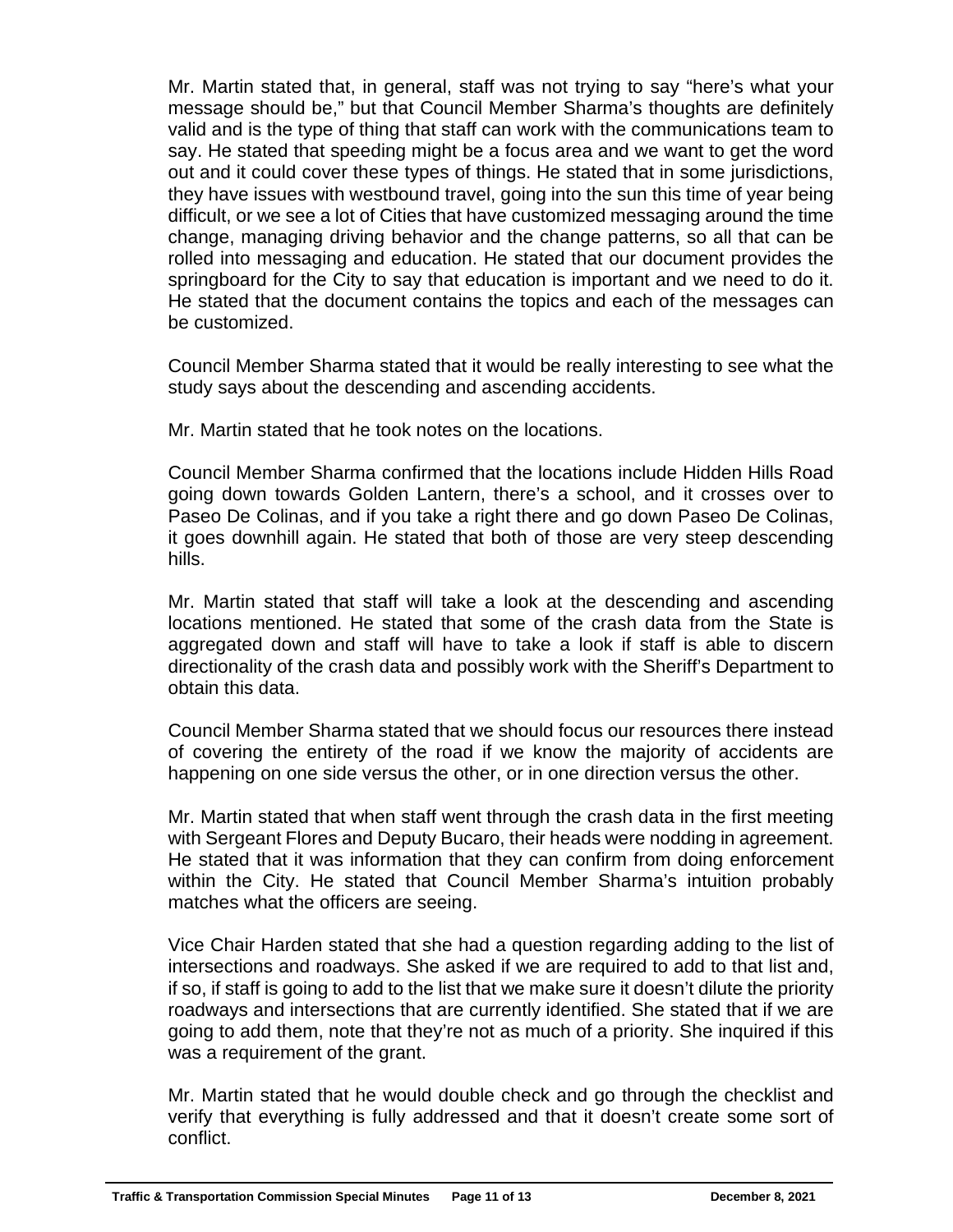Mr. Martin stated that, in general, staff was not trying to say "here's what your message should be," but that Council Member Sharma's thoughts are definitely valid and is the type of thing that staff can work with the communications team to say. He stated that speeding might be a focus area and we want to get the word out and it could cover these types of things. He stated that in some jurisdictions, they have issues with westbound travel, going into the sun this time of year being difficult, or we see a lot of Cities that have customized messaging around the time change, managing driving behavior and the change patterns, so all that can be rolled into messaging and education. He stated that our document provides the springboard for the City to say that education is important and we need to do it. He stated that the document contains the topics and each of the messages can be customized.

Council Member Sharma stated that it would be really interesting to see what the study says about the descending and ascending accidents.

Mr. Martin stated that he took notes on the locations.

Council Member Sharma confirmed that the locations include Hidden Hills Road going down towards Golden Lantern, there's a school, and it crosses over to Paseo De Colinas, and if you take a right there and go down Paseo De Colinas, it goes downhill again. He stated that both of those are very steep descending hills.

Mr. Martin stated that staff will take a look at the descending and ascending locations mentioned. He stated that some of the crash data from the State is aggregated down and staff will have to take a look if staff is able to discern directionality of the crash data and possibly work with the Sheriff's Department to obtain this data.

Council Member Sharma stated that we should focus our resources there instead of covering the entirety of the road if we know the majority of accidents are happening on one side versus the other, or in one direction versus the other.

Mr. Martin stated that when staff went through the crash data in the first meeting with Sergeant Flores and Deputy Bucaro, their heads were nodding in agreement. He stated that it was information that they can confirm from doing enforcement within the City. He stated that Council Member Sharma's intuition probably matches what the officers are seeing.

Vice Chair Harden stated that she had a question regarding adding to the list of intersections and roadways. She asked if we are required to add to that list and, if so, if staff is going to add to the list that we make sure it doesn't dilute the priority roadways and intersections that are currently identified. She stated that if we are going to add them, note that they're not as much of a priority. She inquired if this was a requirement of the grant.

Mr. Martin stated that he would double check and go through the checklist and verify that everything is fully addressed and that it doesn't create some sort of conflict.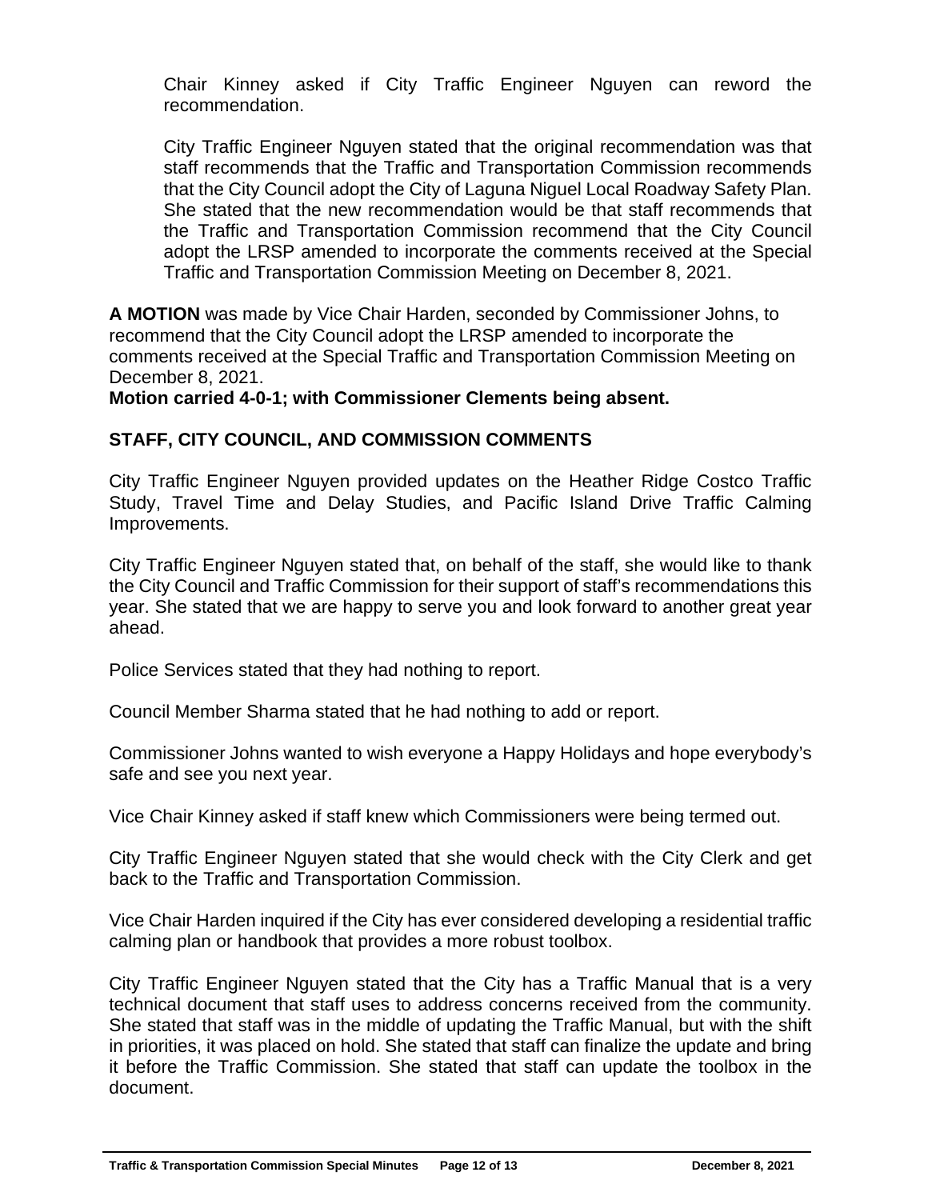Chair Kinney asked if City Traffic Engineer Nguyen can reword the recommendation.

City Traffic Engineer Nguyen stated that the original recommendation was that staff recommends that the Traffic and Transportation Commission recommends that the City Council adopt the City of Laguna Niguel Local Roadway Safety Plan. She stated that the new recommendation would be that staff recommends that the Traffic and Transportation Commission recommend that the City Council adopt the LRSP amended to incorporate the comments received at the Special Traffic and Transportation Commission Meeting on December 8, 2021.

**A MOTION** was made by Vice Chair Harden, seconded by Commissioner Johns, to recommend that the City Council adopt the LRSP amended to incorporate the comments received at the Special Traffic and Transportation Commission Meeting on December 8, 2021.
**Motion carried 4-0-1; with Commissioner Clements being absent.**

## STAFF, CITY COUNCIL, AND COMMISSION COMMENTS

City Traffic Engineer Nguyen provided updates on the Heather Ridge Costco Traffic Study, Travel Time and Delay Studies, and Pacific Island Drive Traffic Calming Improvements.

City Traffic Engineer Nguyen stated that, on behalf of the staff, she would like to thank the City Council and Traffic Commission for their support of staff's recommendations this year. She stated that we are happy to serve you and look forward to another great year ahead.

Police Services stated that they had nothing to report.

Council Member Sharma stated that he had nothing to add or report.

Commissioner Johns wanted to wish everyone a Happy Holidays and hope everybody's safe and see you next year.

Vice Chair Kinney asked if staff knew which Commissioners were being termed out.

City Traffic Engineer Nguyen stated that she would check with the City Clerk and get back to the Traffic and Transportation Commission.

Vice Chair Harden inquired if the City has ever considered developing a residential traffic calming plan or handbook that provides a more robust toolbox.

City Traffic Engineer Nguyen stated that the City has a Traffic Manual that is a very technical document that staff uses to address concerns received from the community. She stated that staff was in the middle of updating the Traffic Manual, but with the shift in priorities, it was placed on hold. She stated that staff can finalize the update and bring it before the Traffic Commission. She stated that staff can update the toolbox in the document.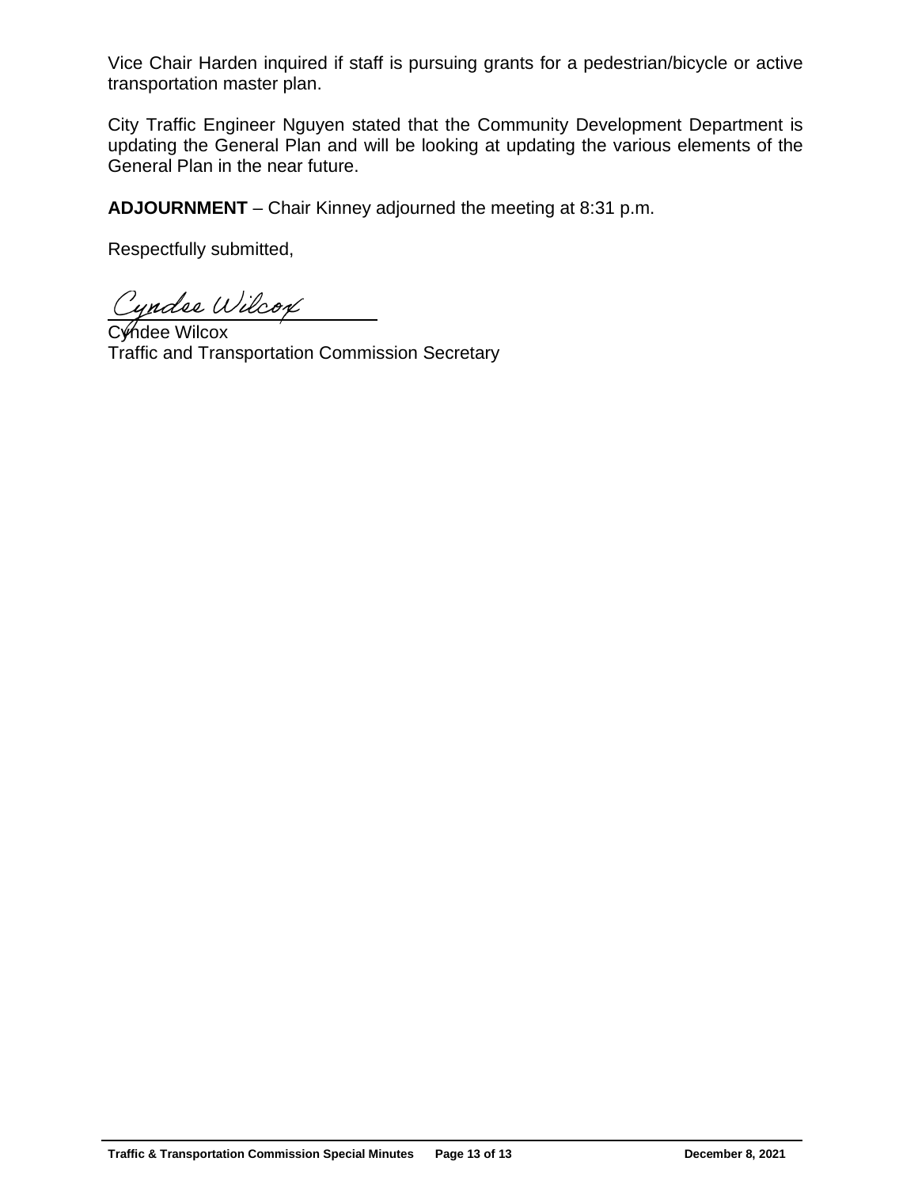Vice Chair Harden inquired if staff is pursuing grants for a pedestrian/bicycle or active transportation master plan.

City Traffic Engineer Nguyen stated that the Community Development Department is updating the General Plan and will be looking at updating the various elements of the General Plan in the near future.

**ADJOURNMENT** – Chair Kinney adjourned the meeting at 8:31 p.m.

Respectfully submitted,

Cyndee Wilcox

Cyndee Wilcox
Traffic and Transportation Commission Secretary